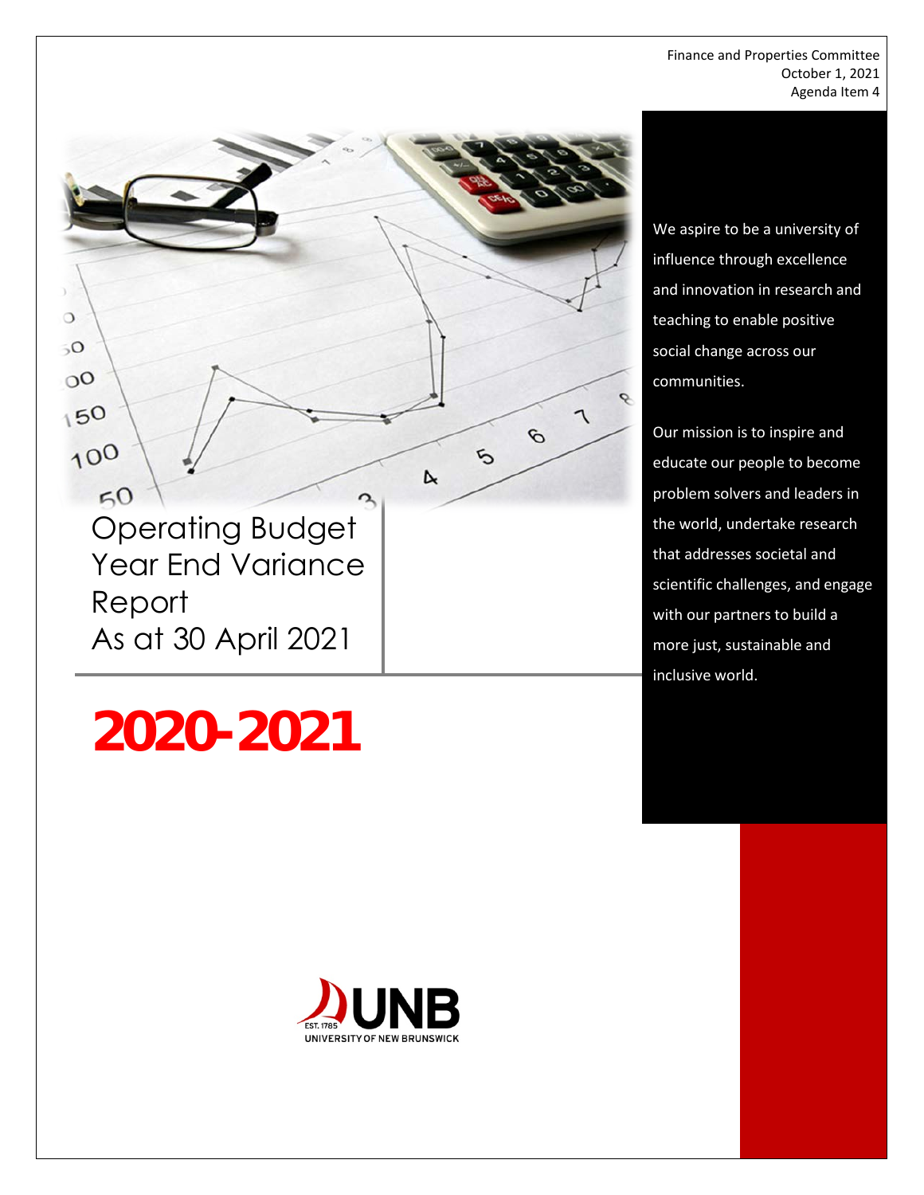Finance and Properties Committee
October 1, 2021
Agenda Item 4

# Operating Budget Year End Variance Report
# As at 30 April 2021

# 2020-2021

We aspire to be a university of influence through excellence and innovation in research and teaching to enable positive social change across our communities.

Our mission is to inspire and educate our people to become problem solvers and leaders in the world, undertake research that addresses societal and scientific challenges, and engage with our partners to build a more just, sustainable and inclusive world.

EST. 1785 UNB
UNIVERSITY OF NEW BRUNSWICK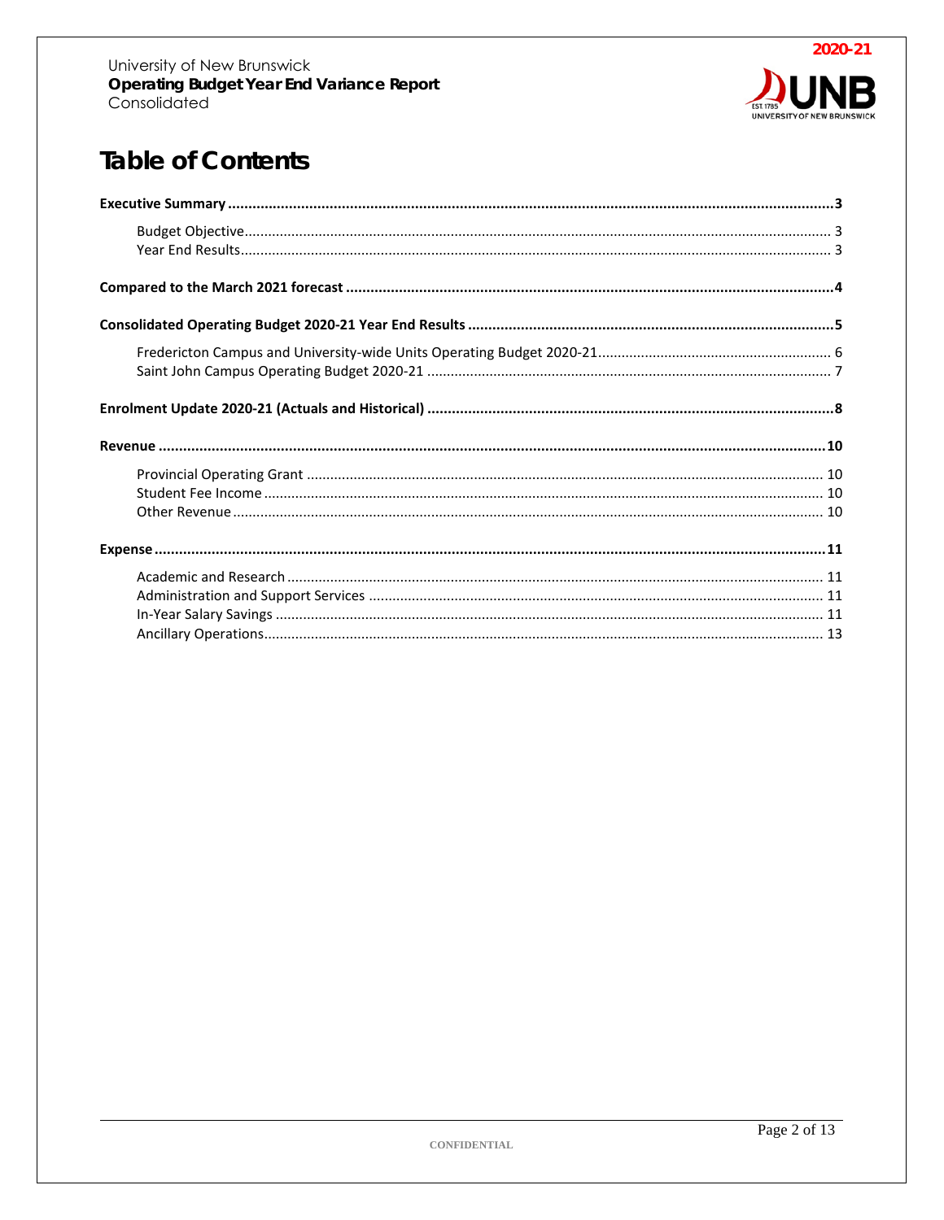# Table of Contents

**Executive Summary** ... **3**

- Budget Objective ... 3
- Year End Results ... 3

**Compared to the March 2021 forecast** ... **4**

**Consolidated Operating Budget 2020-21 Year End Results** ... **5**

- Fredericton Campus and University-wide Units Operating Budget 2020-21 ... 6
- Saint John Campus Operating Budget 2020-21 ... 7

**Enrolment Update 2020-21 (Actuals and Historical)** ... **8**

**Revenue** ... **10**

- Provincial Operating Grant ... 10
- Student Fee Income ... 10
- Other Revenue ... 10

**Expense** ... **11**

- Academic and Research ... 11
- Administration and Support Services ... 11
- In-Year Salary Savings ... 11
- Ancillary Operations ... 13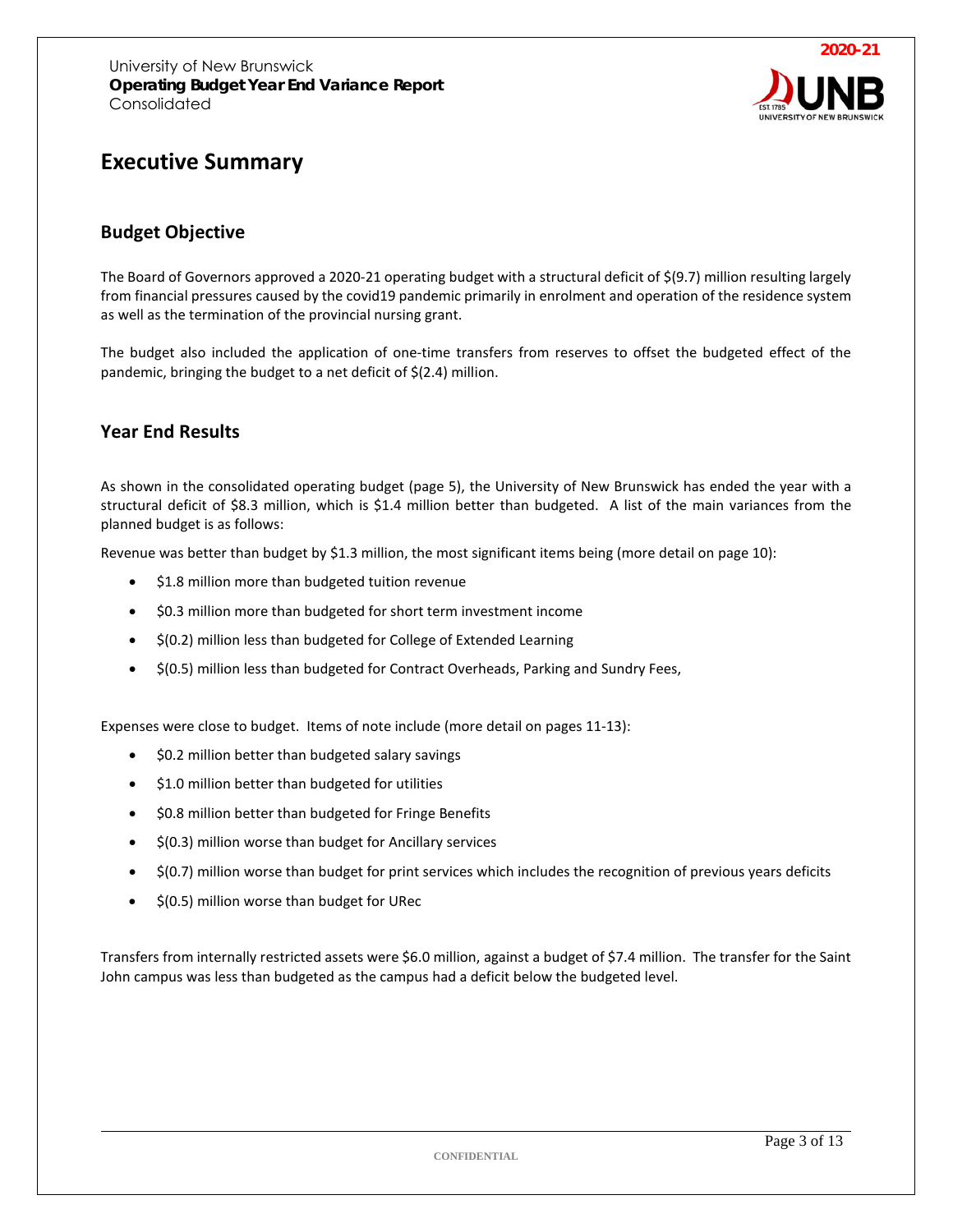# Executive Summary

## Budget Objective

The Board of Governors approved a 2020-21 operating budget with a structural deficit of $(9.7) million resulting largely from financial pressures caused by the covid19 pandemic primarily in enrolment and operation of the residence system as well as the termination of the provincial nursing grant.

The budget also included the application of one-time transfers from reserves to offset the budgeted effect of the pandemic, bringing the budget to a net deficit of $(2.4) million.

## Year End Results

As shown in the consolidated operating budget (page 5), the University of New Brunswick has ended the year with a structural deficit of $8.3 million, which is $1.4 million better than budgeted. A list of the main variances from the planned budget is as follows:

Revenue was better than budget by $1.3 million, the most significant items being (more detail on page 10):

- $1.8 million more than budgeted tuition revenue
- $0.3 million more than budgeted for short term investment income
- $(0.2) million less than budgeted for College of Extended Learning
- $(0.5) million less than budgeted for Contract Overheads, Parking and Sundry Fees,

Expenses were close to budget. Items of note include (more detail on pages 11-13):

- $0.2 million better than budgeted salary savings
- $1.0 million better than budgeted for utilities
- $0.8 million better than budgeted for Fringe Benefits
- $(0.3) million worse than budget for Ancillary services
- $(0.7) million worse than budget for print services which includes the recognition of previous years deficits
- $(0.5) million worse than budget for URec

Transfers from internally restricted assets were $6.0 million, against a budget of $7.4 million. The transfer for the Saint John campus was less than budgeted as the campus had a deficit below the budgeted level.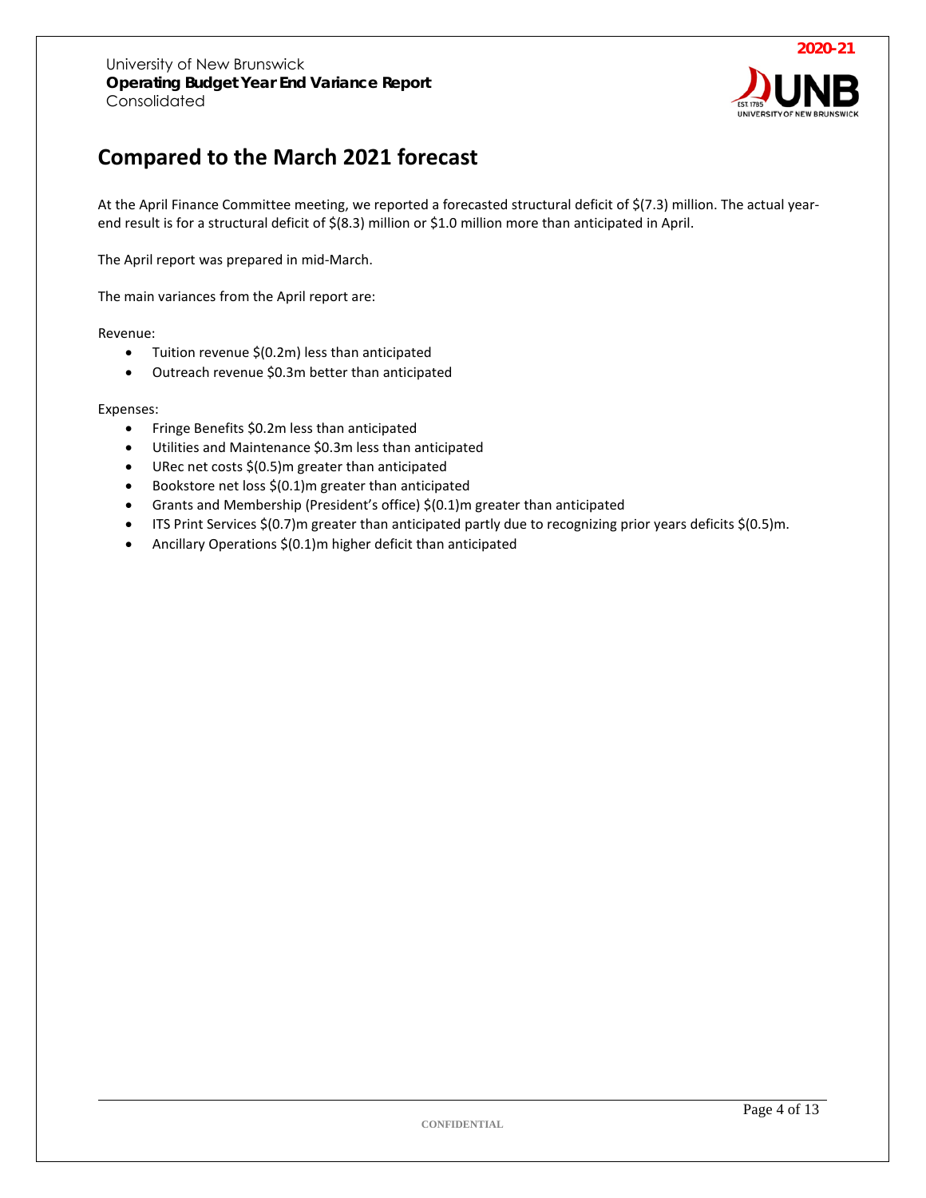# Compared to the March 2021 forecast

At the April Finance Committee meeting, we reported a forecasted structural deficit of $(7.3) million. The actual year-end result is for a structural deficit of $(8.3) million or $1.0 million more than anticipated in April.

The April report was prepared in mid-March.

The main variances from the April report are:

Revenue:

- Tuition revenue $(0.2m) less than anticipated
- Outreach revenue $0.3m better than anticipated

Expenses:

- Fringe Benefits $0.2m less than anticipated
- Utilities and Maintenance $0.3m less than anticipated
- URec net costs $(0.5)m greater than anticipated
- Bookstore net loss $(0.1)m greater than anticipated
- Grants and Membership (President's office) $(0.1)m greater than anticipated
- ITS Print Services $(0.7)m greater than anticipated partly due to recognizing prior years deficits $(0.5)m.
- Ancillary Operations $(0.1)m higher deficit than anticipated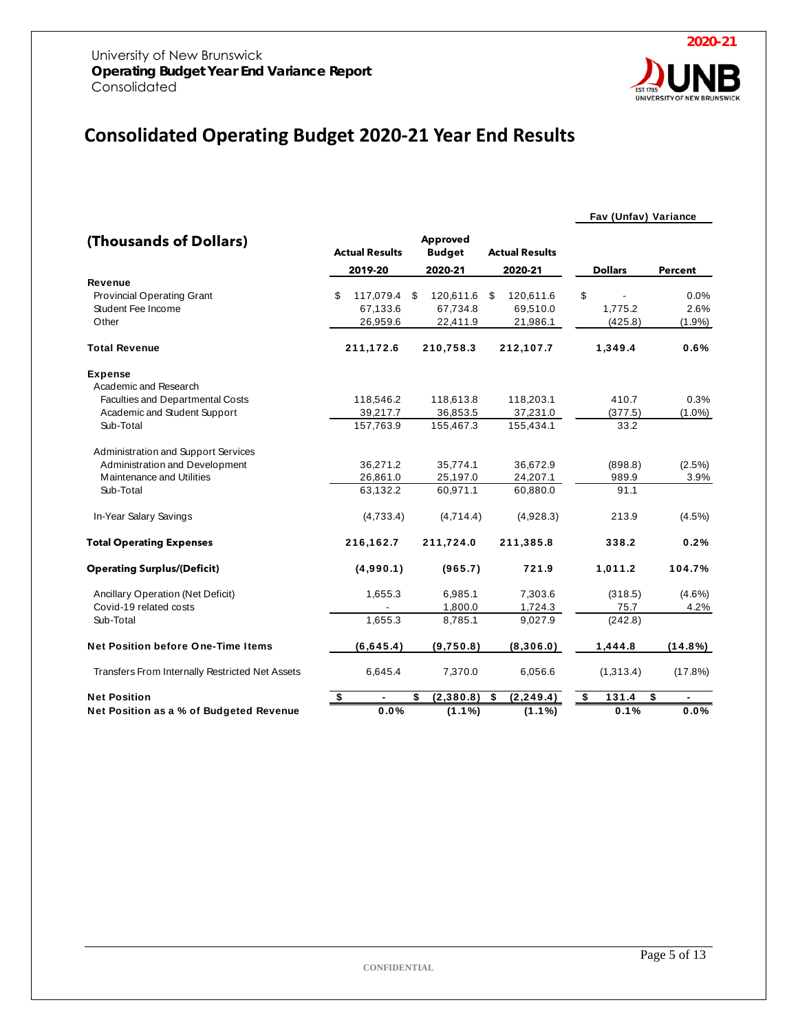University of New Brunswick
**Operating Budget Year End Variance Report**
Consolidated

2020-21

# Consolidated Operating Budget 2020-21 Year End Results

| (Thousands of Dollars) | Actual Results 2019-20 | Approved Budget 2020-21 | Actual Results 2020-21 | Fav (Unfav) Variance Dollars | Fav (Unfav) Variance Percent |
|---|---|---|---|---|---|
| **Revenue** | | | | | |
| Provincial Operating Grant | $ 117,079.4 | $ 120,611.6 | $ 120,611.6 | $ - | 0.0% |
| Student Fee Income | 67,133.6 | 67,734.8 | 69,510.0 | 1,775.2 | 2.6% |
| Other | 26,959.6 | 22,411.9 | 21,986.1 | (425.8) | (1.9%) |
| **Total Revenue** | **211,172.6** | **210,758.3** | **212,107.7** | **1,349.4** | **0.6%** |
| **Expense** | | | | | |
| Academic and Research | | | | | |
| Faculties and Departmental Costs | 118,546.2 | 118,613.8 | 118,203.1 | 410.7 | 0.3% |
| Academic and Student Support | 39,217.7 | 36,853.5 | 37,231.0 | (377.5) | (1.0%) |
| Sub-Total | 157,763.9 | 155,467.3 | 155,434.1 | 33.2 | |
| Administration and Support Services | | | | | |
| Administration and Development | 36,271.2 | 35,774.1 | 36,672.9 | (898.8) | (2.5%) |
| Maintenance and Utilities | 26,861.0 | 25,197.0 | 24,207.1 | 989.9 | 3.9% |
| Sub-Total | 63,132.2 | 60,971.1 | 60,880.0 | 91.1 | |
| In-Year Salary Savings | (4,733.4) | (4,714.4) | (4,928.3) | 213.9 | (4.5%) |
| **Total Operating Expenses** | **216,162.7** | **211,724.0** | **211,385.8** | **338.2** | **0.2%** |
| **Operating Surplus/(Deficit)** | **(4,990.1)** | **(965.7)** | **721.9** | **1,011.2** | **104.7%** |
| Ancillary Operation (Net Deficit) | 1,655.3 | 6,985.1 | 7,303.6 | (318.5) | (4.6%) |
| Covid-19 related costs | - | 1,800.0 | 1,724.3 | 75.7 | 4.2% |
| Sub-Total | 1,655.3 | 8,785.1 | 9,027.9 | (242.8) | |
| **Net Position before One-Time Items** | **(6,645.4)** | **(9,750.8)** | **(8,306.0)** | **1,444.8** | **(14.8%)** |
| Transfers From Internally Restricted Net Assets | 6,645.4 | 7,370.0 | 6,056.6 | (1,313.4) | (17.8%) |
| **Net Position** | **$ -** | **$ (2,380.8)** | **$ (2,249.4)** | **$ 131.4** | **$ -** |
| **Net Position as a % of Budgeted Revenue** | **0.0%** | **(1.1%)** | **(1.1%)** | **0.1%** | **0.0%** |

CONFIDENTIAL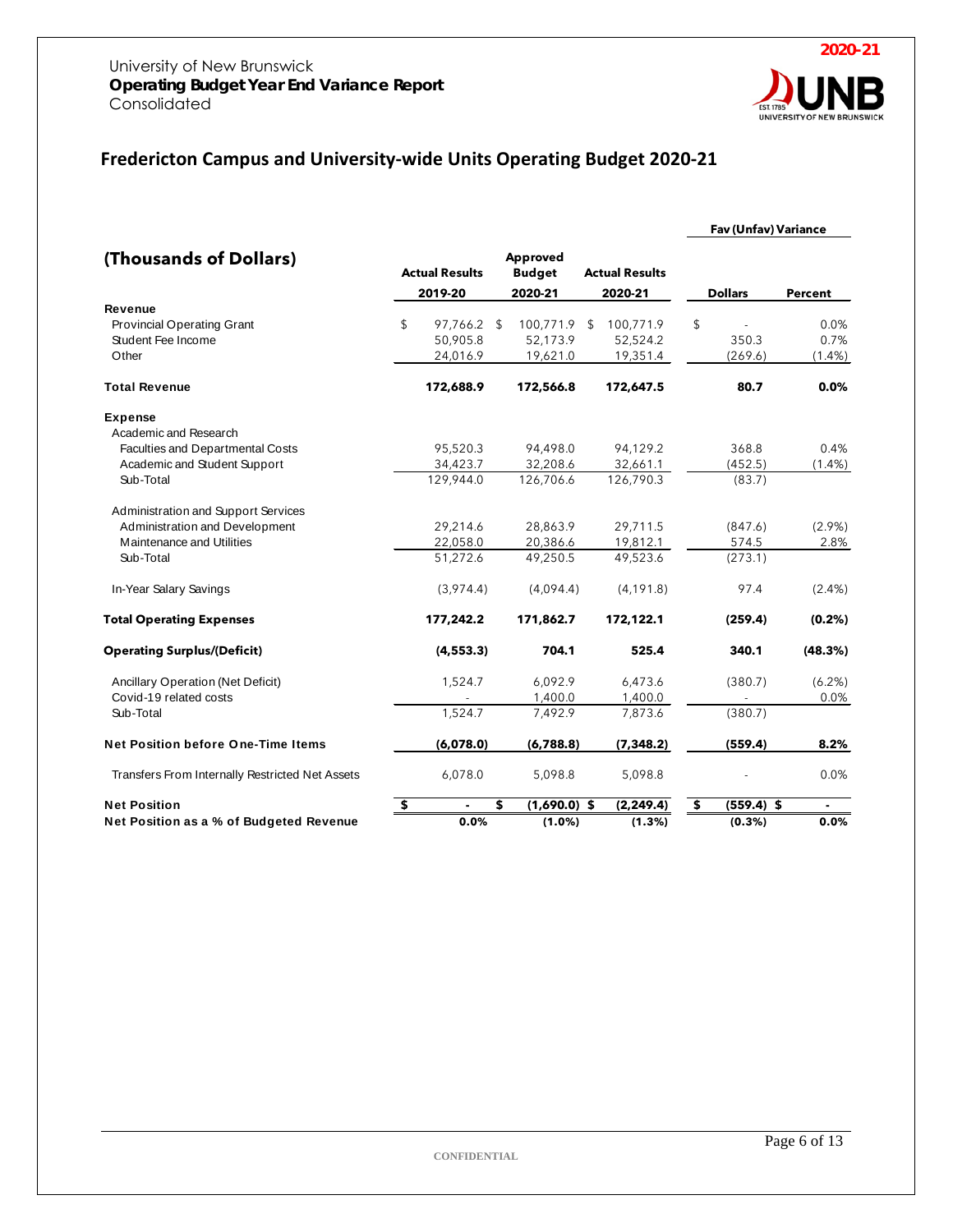University of New Brunswick
**Operating Budget Year End Variance Report**
Consolidated

**2020-21**

## Fredericton Campus and University-wide Units Operating Budget 2020-21

| (Thousands of Dollars) | Actual Results 2019-20 | Approved Budget 2020-21 | Actual Results 2020-21 | Fav (Unfav) Variance Dollars | Fav (Unfav) Variance Percent |
|---|---|---|---|---|---|
| **Revenue** | | | | | |
| Provincial Operating Grant | $ 97,766.2 | $ 100,771.9 | $ 100,771.9 | $ - | 0.0% |
| Student Fee Income | 50,905.8 | 52,173.9 | 52,524.2 | 350.3 | 0.7% |
| Other | 24,016.9 | 19,621.0 | 19,351.4 | (269.6) | (1.4%) |
| **Total Revenue** | **172,688.9** | **172,566.8** | **172,647.5** | **80.7** | **0.0%** |
| **Expense** | | | | | |
| Academic and Research | | | | | |
| Faculties and Departmental Costs | 95,520.3 | 94,498.0 | 94,129.2 | 368.8 | 0.4% |
| Academic and Student Support | 34,423.7 | 32,208.6 | 32,661.1 | (452.5) | (1.4%) |
| Sub-Total | 129,944.0 | 126,706.6 | 126,790.3 | (83.7) | |
| Administration and Support Services | | | | | |
| Administration and Development | 29,214.6 | 28,863.9 | 29,711.5 | (847.6) | (2.9%) |
| Maintenance and Utilities | 22,058.0 | 20,386.6 | 19,812.1 | 574.5 | 2.8% |
| Sub-Total | 51,272.6 | 49,250.5 | 49,523.6 | (273.1) | |
| In-Year Salary Savings | (3,974.4) | (4,094.4) | (4,191.8) | 97.4 | (2.4%) |
| **Total Operating Expenses** | **177,242.2** | **171,862.7** | **172,122.1** | **(259.4)** | **(0.2%)** |
| **Operating Surplus/(Deficit)** | **(4,553.3)** | **704.1** | **525.4** | **340.1** | **(48.3%)** |
| Ancillary Operation (Net Deficit) | 1,524.7 | 6,092.9 | 6,473.6 | (380.7) | (6.2%) |
| Covid-19 related costs | - | 1,400.0 | 1,400.0 | - | 0.0% |
| Sub-Total | 1,524.7 | 7,492.9 | 7,873.6 | (380.7) | |
| **Net Position before One-Time Items** | **(6,078.0)** | **(6,788.8)** | **(7,348.2)** | **(559.4)** | **8.2%** |
| Transfers From Internally Restricted Net Assets | 6,078.0 | 5,098.8 | 5,098.8 | - | 0.0% |
| **Net Position** | **$ -** | **$ (1,690.0)** | **$ (2,249.4)** | **$ (559.4)** | **$ -** |
| **Net Position as a % of Budgeted Revenue** | **0.0%** | **(1.0%)** | **(1.3%)** | **(0.3%)** | **0.0%** |

CONFIDENTIAL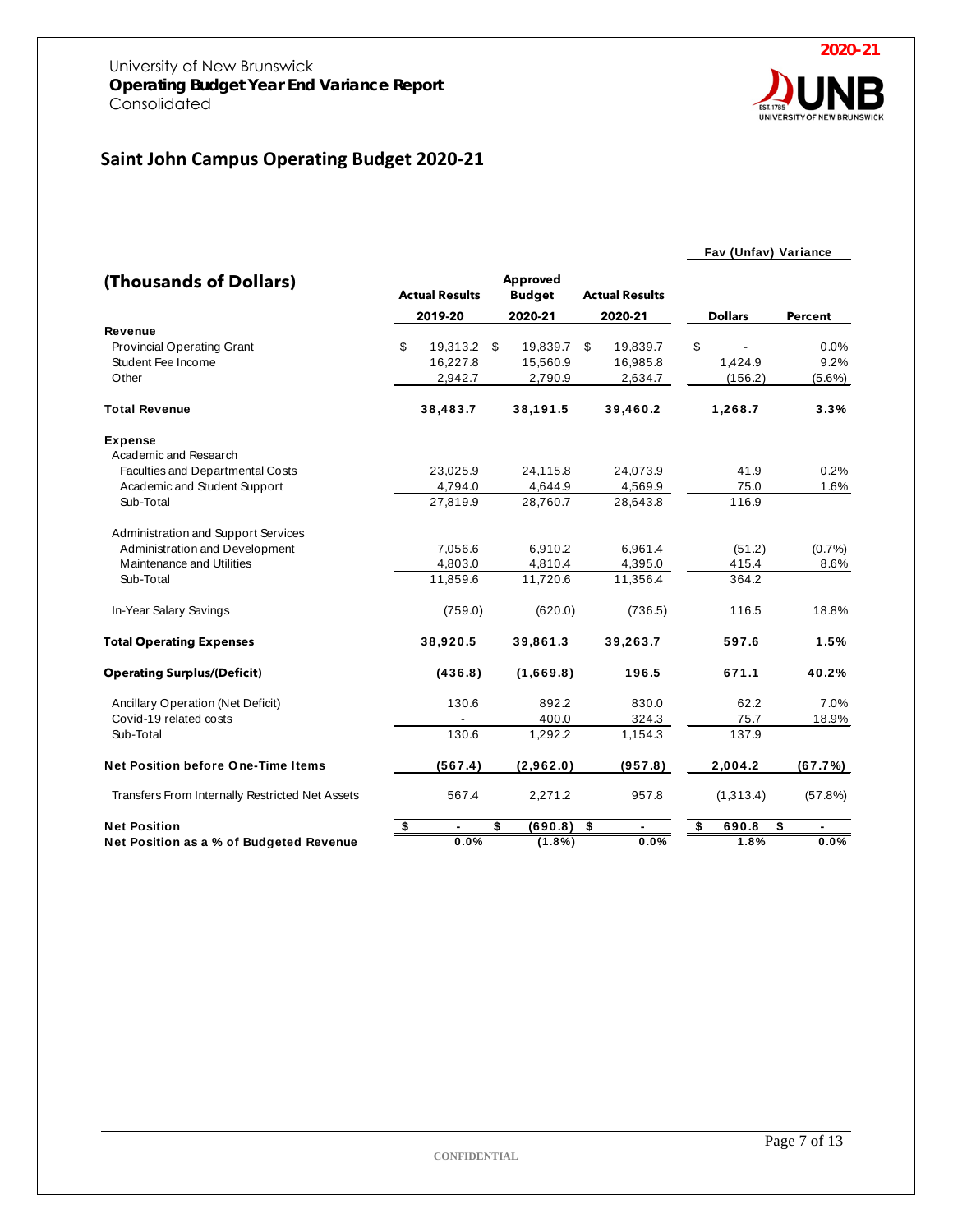University of New Brunswick
**Operating Budget Year End Variance Report**
Consolidated

2020-21

## Saint John Campus Operating Budget 2020-21

| (Thousands of Dollars) | Actual Results 2019-20 | Approved Budget 2020-21 | Actual Results 2020-21 | Fav (Unfav) Variance Dollars | Fav (Unfav) Variance Percent |
|---|---|---|---|---|---|
| **Revenue** | | | | | |
| Provincial Operating Grant | $ 19,313.2 | $ 19,839.7 | $ 19,839.7 | $ - | 0.0% |
| Student Fee Income | 16,227.8 | 15,560.9 | 16,985.8 | 1,424.9 | 9.2% |
| Other | 2,942.7 | 2,790.9 | 2,634.7 | (156.2) | (5.6%) |
| **Total Revenue** | **38,483.7** | **38,191.5** | **39,460.2** | **1,268.7** | **3.3%** |
| **Expense** | | | | | |
| Academic and Research | | | | | |
| Faculties and Departmental Costs | 23,025.9 | 24,115.8 | 24,073.9 | 41.9 | 0.2% |
| Academic and Student Support | 4,794.0 | 4,644.9 | 4,569.9 | 75.0 | 1.6% |
| Sub-Total | 27,819.9 | 28,760.7 | 28,643.8 | 116.9 | |
| Administration and Support Services | | | | | |
| Administration and Development | 7,056.6 | 6,910.2 | 6,961.4 | (51.2) | (0.7%) |
| Maintenance and Utilities | 4,803.0 | 4,810.4 | 4,395.0 | 415.4 | 8.6% |
| Sub-Total | 11,859.6 | 11,720.6 | 11,356.4 | 364.2 | |
| In-Year Salary Savings | (759.0) | (620.0) | (736.5) | 116.5 | 18.8% |
| **Total Operating Expenses** | **38,920.5** | **39,861.3** | **39,263.7** | **597.6** | **1.5%** |
| **Operating Surplus/(Deficit)** | **(436.8)** | **(1,669.8)** | **196.5** | **671.1** | **40.2%** |
| Ancillary Operation (Net Deficit) | 130.6 | 892.2 | 830.0 | 62.2 | 7.0% |
| Covid-19 related costs | - | 400.0 | 324.3 | 75.7 | 18.9% |
| Sub-Total | 130.6 | 1,292.2 | 1,154.3 | 137.9 | |
| **Net Position before One-Time Items** | **(567.4)** | **(2,962.0)** | **(957.8)** | **2,004.2** | **(67.7%)** |
| Transfers From Internally Restricted Net Assets | 567.4 | 2,271.2 | 957.8 | (1,313.4) | (57.8%) |
| **Net Position** | **$ -** | **$ (690.8)** | **$ -** | **$ 690.8** | **$ -** |
| **Net Position as a % of Budgeted Revenue** | **0.0%** | **(1.8%)** | **0.0%** | **1.8%** | **0.0%** |

CONFIDENTIAL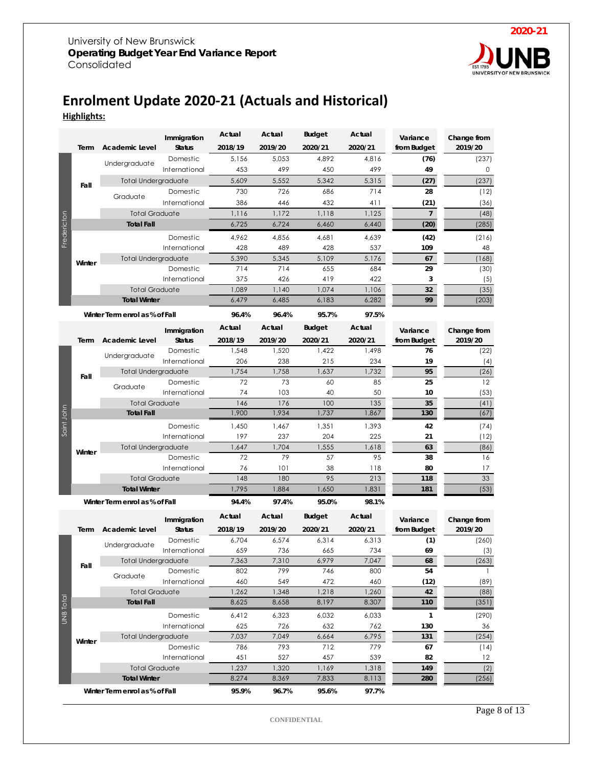University of New Brunswick
**Operating Budget Year End Variance Report**
Consolidated

2020-21

# Enrolment Update 2020-21 (Actuals and Historical)

**Highlights:**

| Campus | Term | Academic Level | Immigration Status | Actual 2018/19 | Actual 2019/20 | Budget 2020/21 | Actual 2020/21 | Variance from Budget | Change from 2019/20 |
|---|---|---|---|---|---|---|---|---|---|
| Fredericton | Fall | Undergraduate | Domestic | 5,156 | 5,053 | 4,892 | 4,816 | **(76)** | (237) |
| | | | International | 453 | 499 | 450 | 499 | **49** | 0 |
| | | Total Undergraduate | | 5,609 | 5,552 | 5,342 | 5,315 | **(27)** | (237) |
| | | Graduate | Domestic | 730 | 726 | 686 | 714 | **28** | (12) |
| | | | International | 386 | 446 | 432 | 411 | **(21)** | (36) |
| | | Total Graduate | | 1,116 | 1,172 | 1,118 | 1,125 | **7** | (48) |
| | **Total Fall** | | | 6,725 | 6,724 | 6,460 | 6,440 | **(20)** | (285) |
| | Winter | | Domestic | 4,962 | 4,856 | 4,681 | 4,639 | **(42)** | (216) |
| | | | International | 428 | 489 | 428 | 537 | **109** | 48 |
| | | Total Undergraduate | | 5,390 | 5,345 | 5,109 | 5,176 | **67** | (168) |
| | | | Domestic | 714 | 714 | 655 | 684 | **29** | (30) |
| | | | International | 375 | 426 | 419 | 422 | **3** | (5) |
| | | Total Graduate | | 1,089 | 1,140 | 1,074 | 1,106 | **32** | (35) |
| | **Total Winter** | | | 6,479 | 6,485 | 6,183 | 6,282 | **99** | (203) |
| | **Winter Term enrol as % of Fall** | | | **96.4%** | **96.4%** | **95.7%** | **97.5%** | | |
| Saint John | Fall | Undergraduate | Domestic | 1,548 | 1,520 | 1,422 | 1,498 | **76** | (22) |
| | | | International | 206 | 238 | 215 | 234 | **19** | (4) |
| | | Total Undergraduate | | 1,754 | 1,758 | 1,637 | 1,732 | **95** | (26) |
| | | Graduate | Domestic | 72 | 73 | 60 | 85 | **25** | 12 |
| | | | International | 74 | 103 | 40 | 50 | **10** | (53) |
| | | Total Graduate | | 146 | 176 | 100 | 135 | **35** | (41) |
| | **Total Fall** | | | 1,900 | 1,934 | 1,737 | 1,867 | **130** | (67) |
| | Winter | | Domestic | 1,450 | 1,467 | 1,351 | 1,393 | **42** | (74) |
| | | | International | 197 | 237 | 204 | 225 | **21** | (12) |
| | | Total Undergraduate | | 1,647 | 1,704 | 1,555 | 1,618 | **63** | (86) |
| | | | Domestic | 72 | 79 | 57 | 95 | **38** | 16 |
| | | | International | 76 | 101 | 38 | 118 | **80** | 17 |
| | | Total Graduate | | 148 | 180 | 95 | 213 | **118** | 33 |
| | **Total Winter** | | | 1,795 | 1,884 | 1,650 | 1,831 | **181** | (53) |
| | **Winter Term enrol as % of Fall** | | | **94.4%** | **97.4%** | **95.0%** | **98.1%** | | |
| UNB Total | Fall | Undergraduate | Domestic | 6,704 | 6,574 | 6,314 | 6,313 | **(1)** | (260) |
| | | | International | 659 | 736 | 665 | 734 | **69** | (3) |
| | | Total Undergraduate | | 7,363 | 7,310 | 6,979 | 7,047 | **68** | (263) |
| | | Graduate | Domestic | 802 | 799 | 746 | 800 | **54** | 1 |
| | | | International | 460 | 549 | 472 | 460 | **(12)** | (89) |
| | | Total Graduate | | 1,262 | 1,348 | 1,218 | 1,260 | **42** | (88) |
| | **Total Fall** | | | 8,625 | 8,658 | 8,197 | 8,307 | **110** | (351) |
| | Winter | | Domestic | 6,412 | 6,323 | 6,032 | 6,033 | **1** | (290) |
| | | | International | 625 | 726 | 632 | 762 | **130** | 36 |
| | | Total Undergraduate | | 7,037 | 7,049 | 6,664 | 6,795 | **131** | (254) |
| | | | Domestic | 786 | 793 | 712 | 779 | **67** | (14) |
| | | | International | 451 | 527 | 457 | 539 | **82** | 12 |
| | | Total Graduate | | 1,237 | 1,320 | 1,169 | 1,318 | **149** | (2) |
| | **Total Winter** | | | 8,274 | 8,369 | 7,833 | 8,113 | **280** | (256) |
| | **Winter Term enrol as % of Fall** | | | **95.9%** | **96.7%** | **95.6%** | **97.7%** | | |

CONFIDENTIAL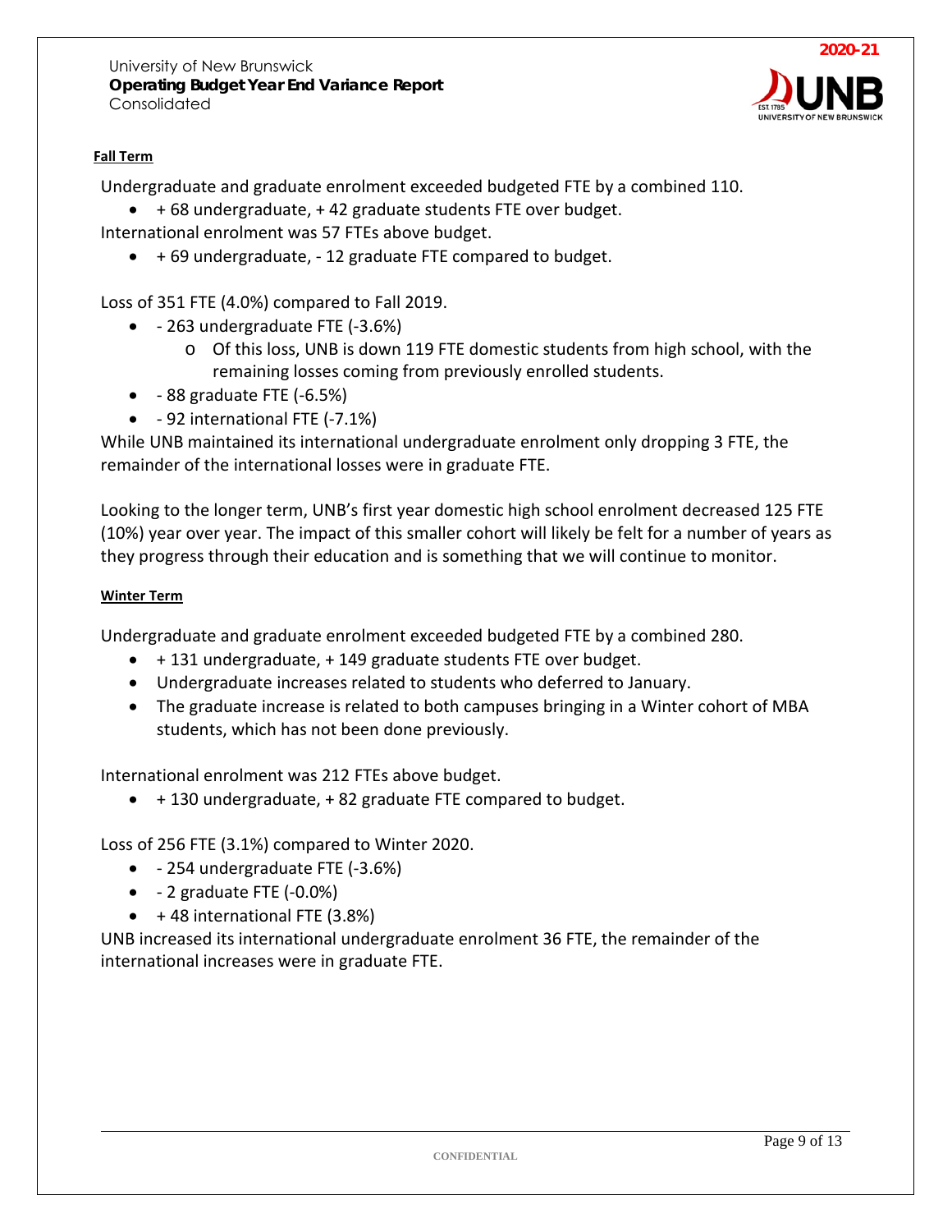#### Fall Term

Undergraduate and graduate enrolment exceeded budgeted FTE by a combined 110.

- + 68 undergraduate, + 42 graduate students FTE over budget.

International enrolment was 57 FTEs above budget.

- + 69 undergraduate, - 12 graduate FTE compared to budget.

Loss of 351 FTE (4.0%) compared to Fall 2019.

- - 263 undergraduate FTE (-3.6%)
  - Of this loss, UNB is down 119 FTE domestic students from high school, with the remaining losses coming from previously enrolled students.
- - 88 graduate FTE (-6.5%)
- - 92 international FTE (-7.1%)

While UNB maintained its international undergraduate enrolment only dropping 3 FTE, the remainder of the international losses were in graduate FTE.

Looking to the longer term, UNB's first year domestic high school enrolment decreased 125 FTE (10%) year over year. The impact of this smaller cohort will likely be felt for a number of years as they progress through their education and is something that we will continue to monitor.

#### Winter Term

Undergraduate and graduate enrolment exceeded budgeted FTE by a combined 280.

- + 131 undergraduate, + 149 graduate students FTE over budget.
- Undergraduate increases related to students who deferred to January.
- The graduate increase is related to both campuses bringing in a Winter cohort of MBA students, which has not been done previously.

International enrolment was 212 FTEs above budget.

- + 130 undergraduate, + 82 graduate FTE compared to budget.

Loss of 256 FTE (3.1%) compared to Winter 2020.

- - 254 undergraduate FTE (-3.6%)
- - 2 graduate FTE (-0.0%)
- + 48 international FTE (3.8%)

UNB increased its international undergraduate enrolment 36 FTE, the remainder of the international increases were in graduate FTE.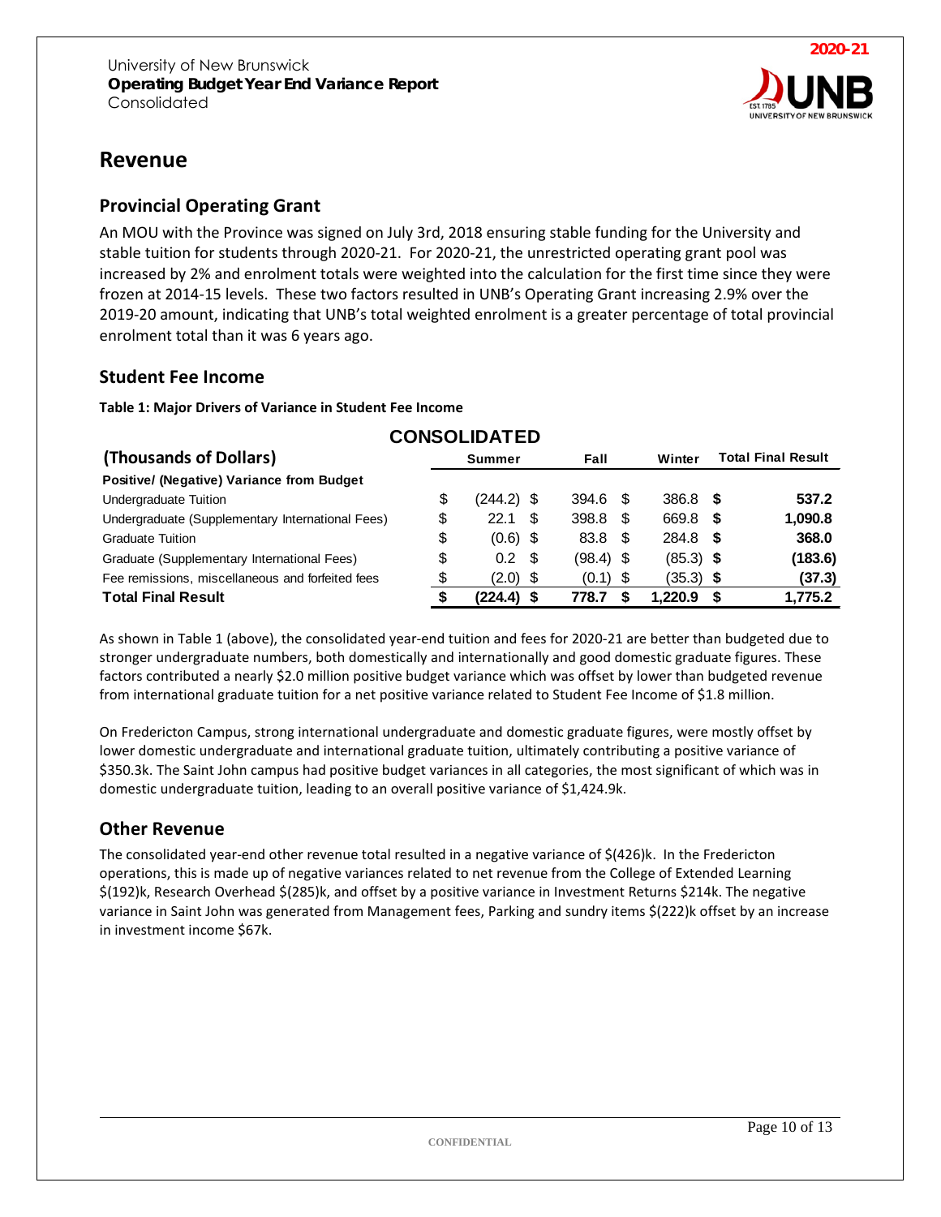# Revenue

## Provincial Operating Grant

An MOU with the Province was signed on July 3rd, 2018 ensuring stable funding for the University and stable tuition for students through 2020-21. For 2020-21, the unrestricted operating grant pool was increased by 2% and enrolment totals were weighted into the calculation for the first time since they were frozen at 2014-15 levels. These two factors resulted in UNB's Operating Grant increasing 2.9% over the 2019-20 amount, indicating that UNB's total weighted enrolment is a greater percentage of total provincial enrolment total than it was 6 years ago.

## Student Fee Income

**Table 1: Major Drivers of Variance in Student Fee Income**

| CONSOLIDATED (Thousands of Dollars) | Summer | Fall | Winter | Total Final Result |
|---|---|---|---|---|
| **Positive/ (Negative) Variance from Budget** | | | | |
| Undergraduate Tuition | $ (244.2) | $ 394.6 | $ 386.8 | **$ 537.2** |
| Undergraduate (Supplementary International Fees) | $ 22.1 | $ 398.8 | $ 669.8 | **$ 1,090.8** |
| Graduate Tuition | $ (0.6) | $ 83.8 | $ 284.8 | **$ 368.0** |
| Graduate (Supplementary International Fees) | $ 0.2 | $ (98.4) | $ (85.3) | **$ (183.6)** |
| Fee remissions, miscellaneous and forfeited fees | $ (2.0) | $ (0.1) | $ (35.3) | **$ (37.3)** |
| **Total Final Result** | **$ (224.4)** | **$ 778.7** | **$ 1,220.9** | **$ 1,775.2** |

As shown in Table 1 (above), the consolidated year-end tuition and fees for 2020-21 are better than budgeted due to stronger undergraduate numbers, both domestically and internationally and good domestic graduate figures. These factors contributed a nearly $2.0 million positive budget variance which was offset by lower than budgeted revenue from international graduate tuition for a net positive variance related to Student Fee Income of $1.8 million.

On Fredericton Campus, strong international undergraduate and domestic graduate figures, were mostly offset by lower domestic undergraduate and international graduate tuition, ultimately contributing a positive variance of $350.3k. The Saint John campus had positive budget variances in all categories, the most significant of which was in domestic undergraduate tuition, leading to an overall positive variance of $1,424.9k.

## Other Revenue

The consolidated year-end other revenue total resulted in a negative variance of $(426)k. In the Fredericton operations, this is made up of negative variances related to net revenue from the College of Extended Learning $(192)k, Research Overhead $(285)k, and offset by a positive variance in Investment Returns $214k. The negative variance in Saint John was generated from Management fees, Parking and sundry items $(222)k offset by an increase in investment income $67k.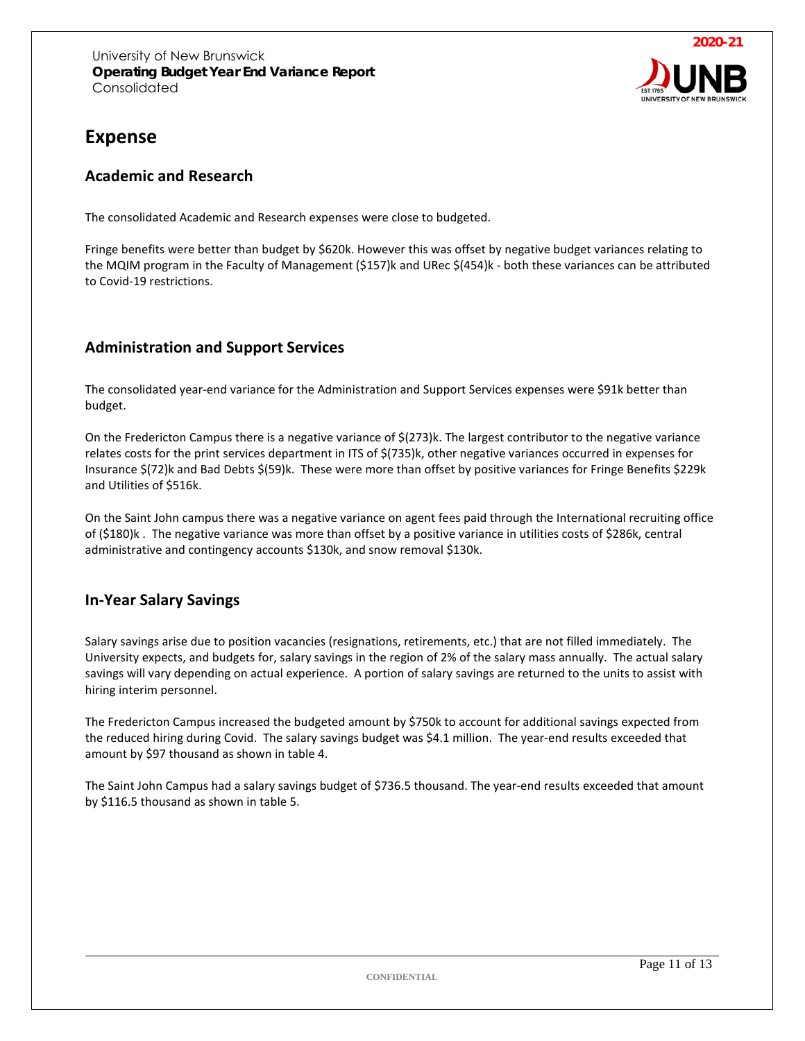# Expense

## Academic and Research

The consolidated Academic and Research expenses were close to budgeted.

Fringe benefits were better than budget by $620k. However this was offset by negative budget variances relating to the MQIM program in the Faculty of Management ($157)k and URec $(454)k - both these variances can be attributed to Covid-19 restrictions.

## Administration and Support Services

The consolidated year-end variance for the Administration and Support Services expenses were $91k better than budget.

On the Fredericton Campus there is a negative variance of $(273)k. The largest contributor to the negative variance relates costs for the print services department in ITS of $(735)k, other negative variances occurred in expenses for Insurance $(72)k and Bad Debts $(59)k. These were more than offset by positive variances for Fringe Benefits $229k and Utilities of $516k.

On the Saint John campus there was a negative variance on agent fees paid through the International recruiting office of ($180)k . The negative variance was more than offset by a positive variance in utilities costs of $286k, central administrative and contingency accounts $130k, and snow removal $130k.

## In-Year Salary Savings

Salary savings arise due to position vacancies (resignations, retirements, etc.) that are not filled immediately. The University expects, and budgets for, salary savings in the region of 2% of the salary mass annually. The actual salary savings will vary depending on actual experience. A portion of salary savings are returned to the units to assist with hiring interim personnel.

The Fredericton Campus increased the budgeted amount by $750k to account for additional savings expected from the reduced hiring during Covid. The salary savings budget was $4.1 million. The year-end results exceeded that amount by $97 thousand as shown in table 4.

The Saint John Campus had a salary savings budget of $736.5 thousand. The year-end results exceeded that amount by $116.5 thousand as shown in table 5.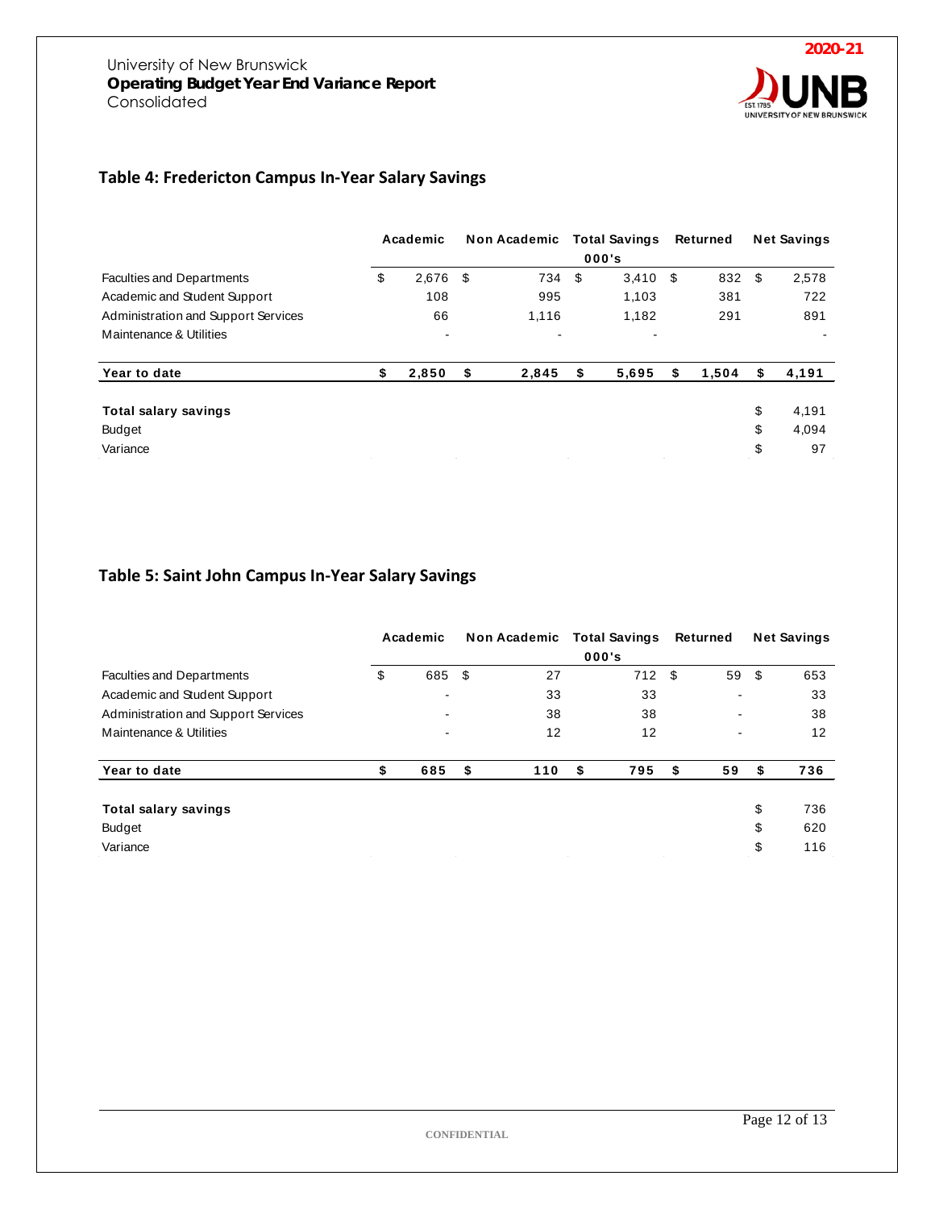University of New Brunswick
**Operating Budget Year End Variance Report**
Consolidated

2020-21

## Table 4: Fredericton Campus In-Year Salary Savings

| | Academic | Non Academic | Total Savings<br>000's | Returned | Net Savings |
|---|---|---|---|---|---|
| Faculties and Departments | $ 2,676 | $ 734 | $ 3,410 | $ 832 | $ 2,578 |
| Academic and Student Support | 108 | 995 | 1,103 | 381 | 722 |
| Administration and Support Services | 66 | 1,116 | 1,182 | 291 | 891 |
| Maintenance & Utilities | - | - | - | | - |
| **Year to date** | **$ 2,850** | **$ 2,845** | **$ 5,695** | **$ 1,504** | **$ 4,191** |
| | | | | | |
| **Total salary savings** | | | | | $ 4,191 |
| Budget | | | | | $ 4,094 |
| Variance | | | | | $ 97 |

## Table 5: Saint John Campus In-Year Salary Savings

| | Academic | Non Academic | Total Savings<br>000's | Returned | Net Savings |
|---|---|---|---|---|---|
| Faculties and Departments | $ 685 | $ 27 | 712 | $ 59 | $ 653 |
| Academic and Student Support | - | 33 | 33 | - | 33 |
| Administration and Support Services | - | 38 | 38 | - | 38 |
| Maintenance & Utilities | - | 12 | 12 | - | 12 |
| **Year to date** | **$ 685** | **$ 110** | **$ 795** | **$ 59** | **$ 736** |
| | | | | | |
| **Total salary savings** | | | | | $ 736 |
| Budget | | | | | $ 620 |
| Variance | | | | | $ 116 |

CONFIDENTIAL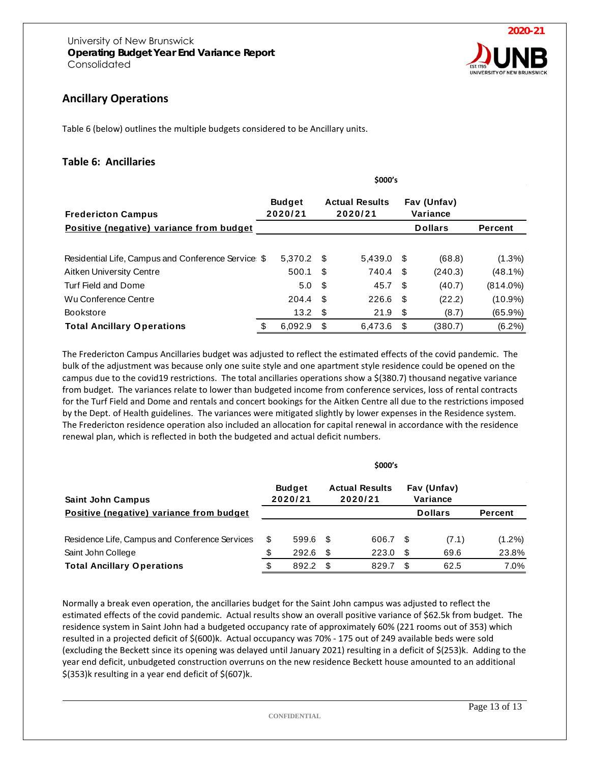## Ancillary Operations

Table 6 (below) outlines the multiple budgets considered to be Ancillary units.

### Table 6: Ancillaries

$000's

| Fredericton Campus | Budget 2020/21 | Actual Results 2020/21 | Fav (Unfav) Variance | |
|---|---|---|---|---|
| **Positive (negative) variance from budget** | | | **Dollars** | **Percent** |
| Residential Life, Campus and Conference Service | $ 5,370.2 | $ 5,439.0 | $ (68.8) | (1.3%) |
| Aitken University Centre | 500.1 | $ 740.4 | $ (240.3) | (48.1%) |
| Turf Field and Dome | 5.0 | $ 45.7 | $ (40.7) | (814.0%) |
| Wu Conference Centre | 204.4 | $ 226.6 | $ (22.2) | (10.9%) |
| Bookstore | 13.2 | $ 21.9 | $ (8.7) | (65.9%) |
| **Total Ancillary Operations** | $ 6,092.9 | $ 6,473.6 | $ (380.7) | (6.2%) |

The Fredericton Campus Ancillaries budget was adjusted to reflect the estimated effects of the covid pandemic. The bulk of the adjustment was because only one suite style and one apartment style residence could be opened on the campus due to the covid19 restrictions. The total ancillaries operations show a $(380.7) thousand negative variance from budget. The variances relate to lower than budgeted income from conference services, loss of rental contracts for the Turf Field and Dome and rentals and concert bookings for the Aitken Centre all due to the restrictions imposed by the Dept. of Health guidelines. The variances were mitigated slightly by lower expenses in the Residence system. The Fredericton residence operation also included an allocation for capital renewal in accordance with the residence renewal plan, which is reflected in both the budgeted and actual deficit numbers.

$000's

| Saint John Campus | Budget 2020/21 | Actual Results 2020/21 | Fav (Unfav) Variance | |
|---|---|---|---|---|
| **Positive (negative) variance from budget** | | | **Dollars** | **Percent** |
| Residence Life, Campus and Conference Services | $ 599.6 | $ 606.7 | $ (7.1) | (1.2%) |
| Saint John College | $ 292.6 | $ 223.0 | $ 69.6 | 23.8% |
| **Total Ancillary Operations** | $ 892.2 | $ 829.7 | $ 62.5 | 7.0% |

Normally a break even operation, the ancillaries budget for the Saint John campus was adjusted to reflect the estimated effects of the covid pandemic. Actual results show an overall positive variance of $62.5k from budget. The residence system in Saint John had a budgeted occupancy rate of approximately 60% (221 rooms out of 353) which resulted in a projected deficit of $(600)k. Actual occupancy was 70% - 175 out of 249 available beds were sold (excluding the Beckett since its opening was delayed until January 2021) resulting in a deficit of $(253)k. Adding to the year end deficit, unbudgeted construction overruns on the new residence Beckett house amounted to an additional $(353)k resulting in a year end deficit of $(607)k.